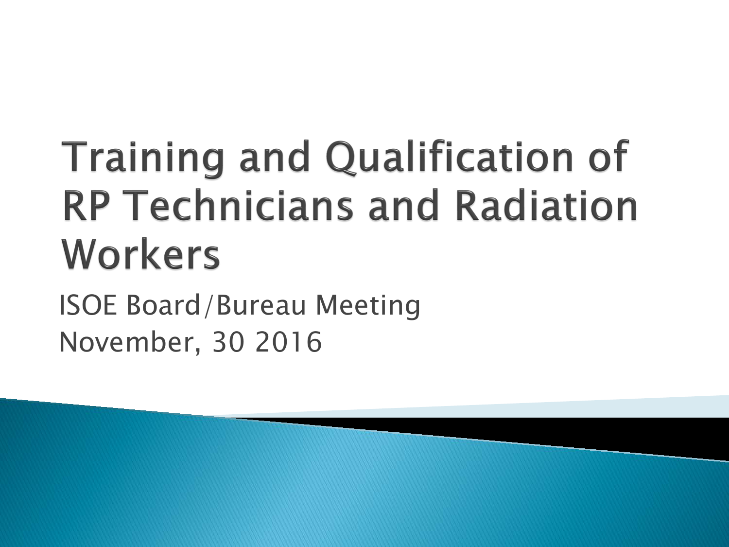# Training and Qualification of RP Technicians and Radiation Workers

ISOE Board/Bureau Meeting

November, 30 2016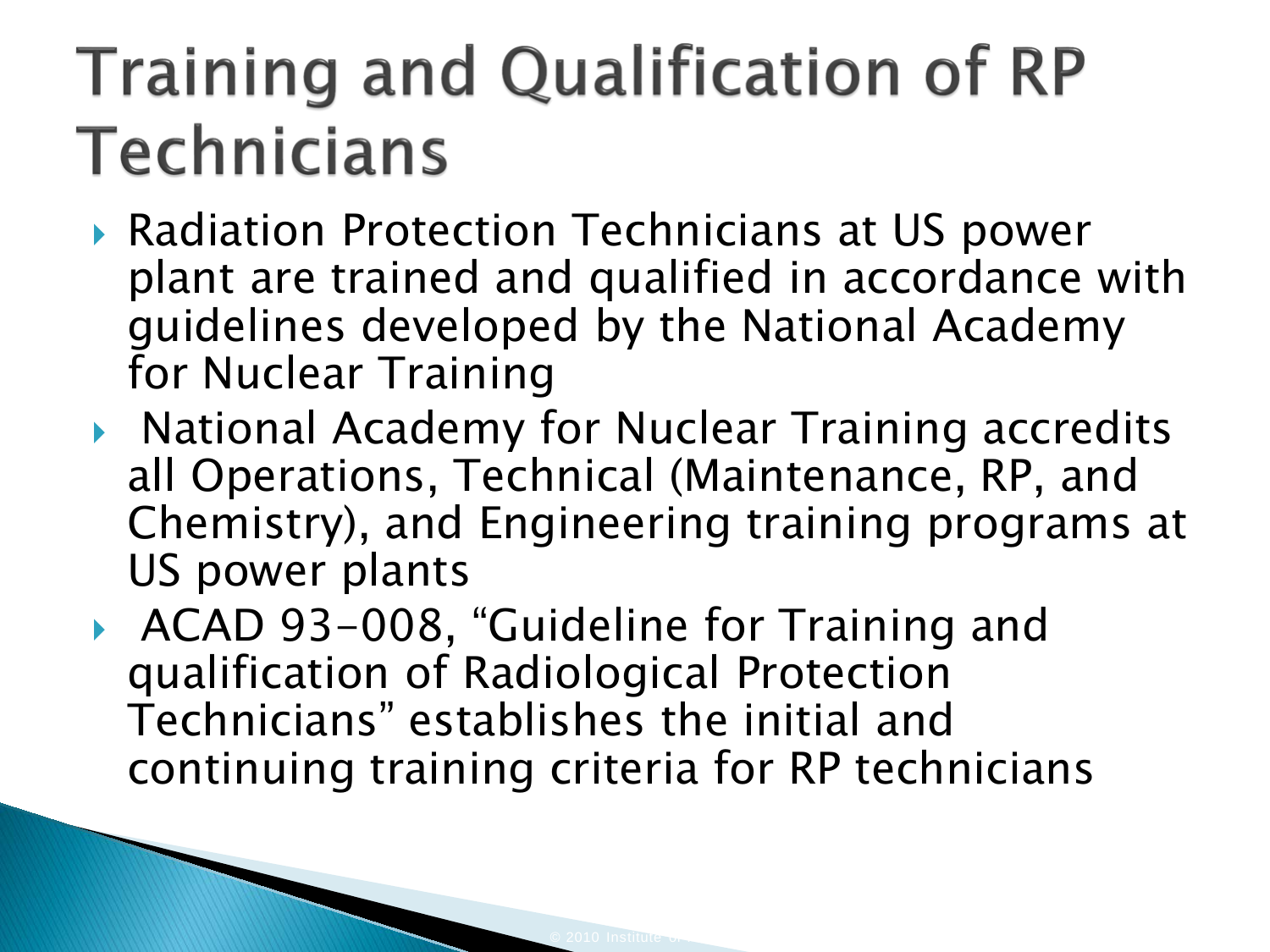# Training and Qualification of RP Technicians

- Radiation Protection Technicians at US power plant are trained and qualified in accordance with guidelines developed by the National Academy for Nuclear Training
- National Academy for Nuclear Training accredits all Operations, Technical (Maintenance, RP, and Chemistry), and Engineering training programs at US power plants
- ACAD 93-008, "Guideline for Training and qualification of Radiological Protection Technicians" establishes the initial and continuing training criteria for RP technicians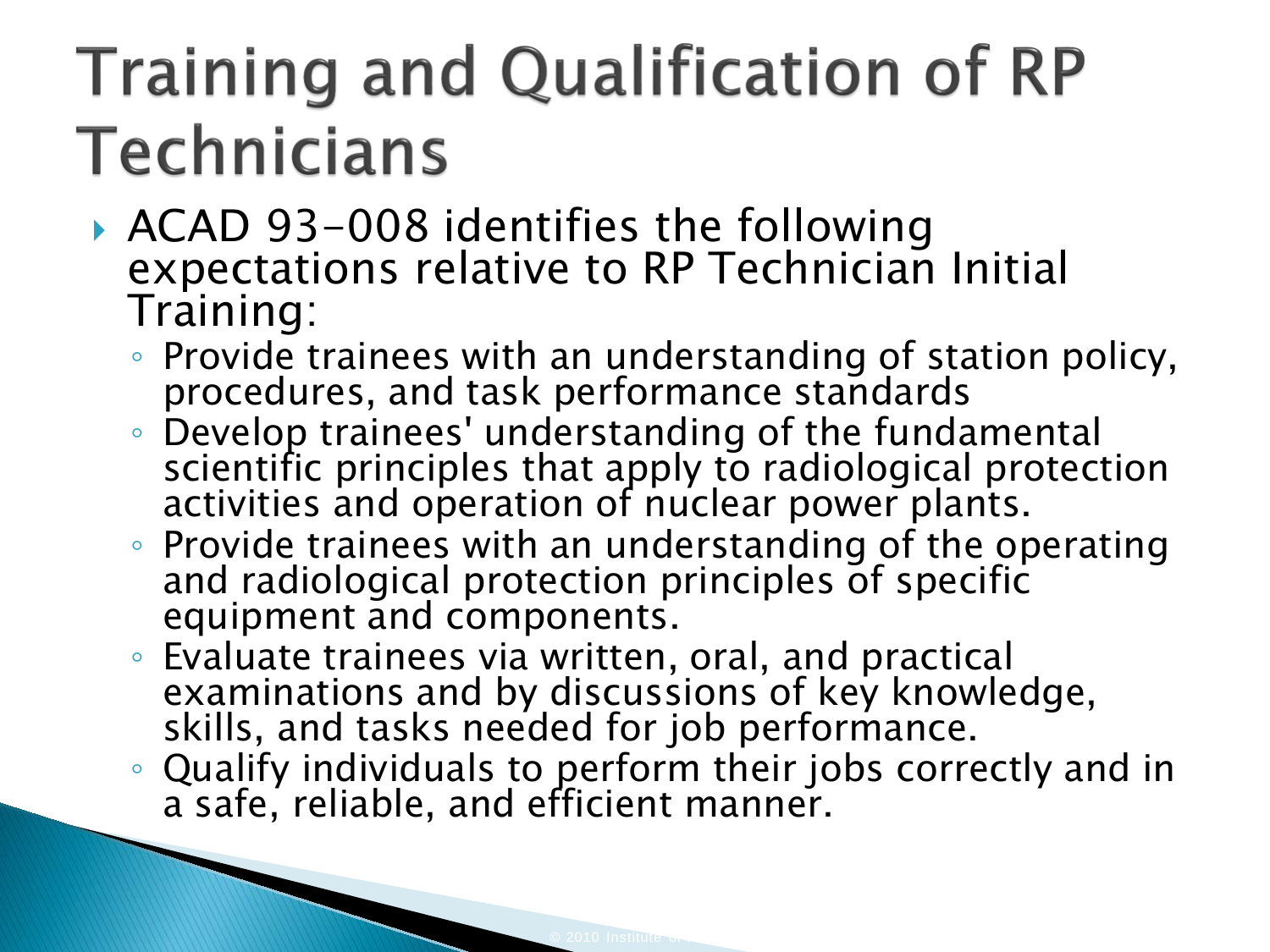# Training and Qualification of RP Technicians

- ACAD 93-008 identifies the following expectations relative to RP Technician Initial Training:
  - Provide trainees with an understanding of station policy, procedures, and task performance standards
  - Develop trainees' understanding of the fundamental scientific principles that apply to radiological protection activities and operation of nuclear power plants.
  - Provide trainees with an understanding of the operating and radiological protection principles of specific equipment and components.
  - Evaluate trainees via written, oral, and practical examinations and by discussions of key knowledge, skills, and tasks needed for job performance.
  - Qualify individuals to perform their jobs correctly and in a safe, reliable, and efficient manner.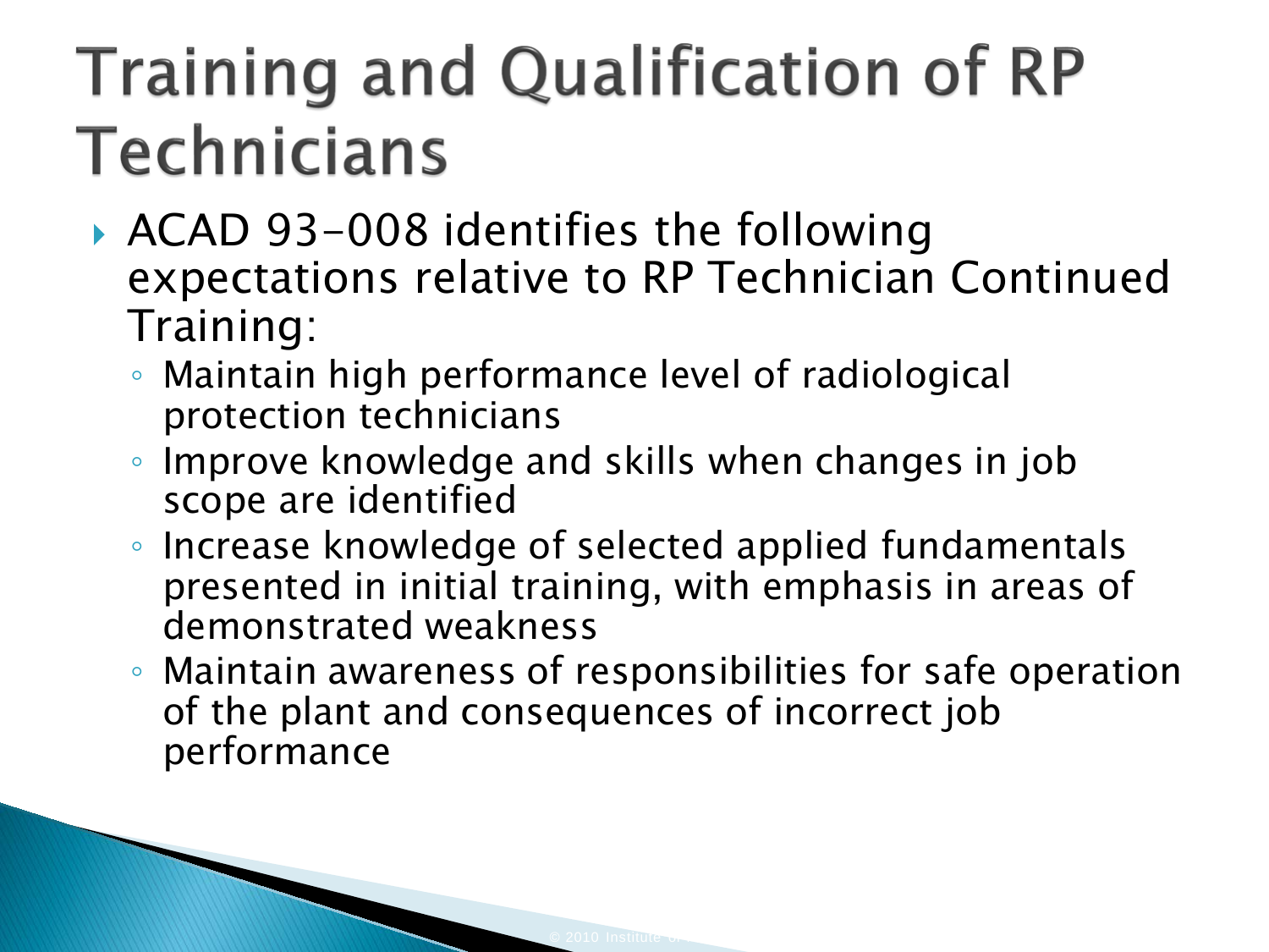# Training and Qualification of RP Technicians

- ACAD 93-008 identifies the following expectations relative to RP Technician Continued Training:
  - Maintain high performance level of radiological protection technicians
  - Improve knowledge and skills when changes in job scope are identified
  - Increase knowledge of selected applied fundamentals presented in initial training, with emphasis in areas of demonstrated weakness
  - Maintain awareness of responsibilities for safe operation of the plant and consequences of incorrect job performance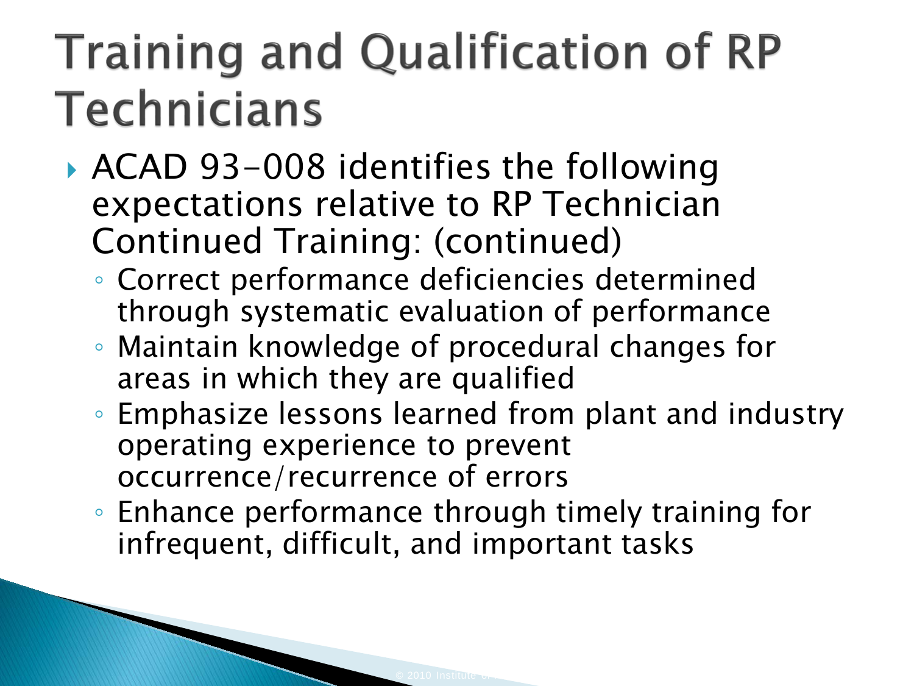# Training and Qualification of RP Technicians

- ACAD 93-008 identifies the following expectations relative to RP Technician Continued Training: (continued)
  - Correct performance deficiencies determined through systematic evaluation of performance
  - Maintain knowledge of procedural changes for areas in which they are qualified
  - Emphasize lessons learned from plant and industry operating experience to prevent occurrence/recurrence of errors
  - Enhance performance through timely training for infrequent, difficult, and important tasks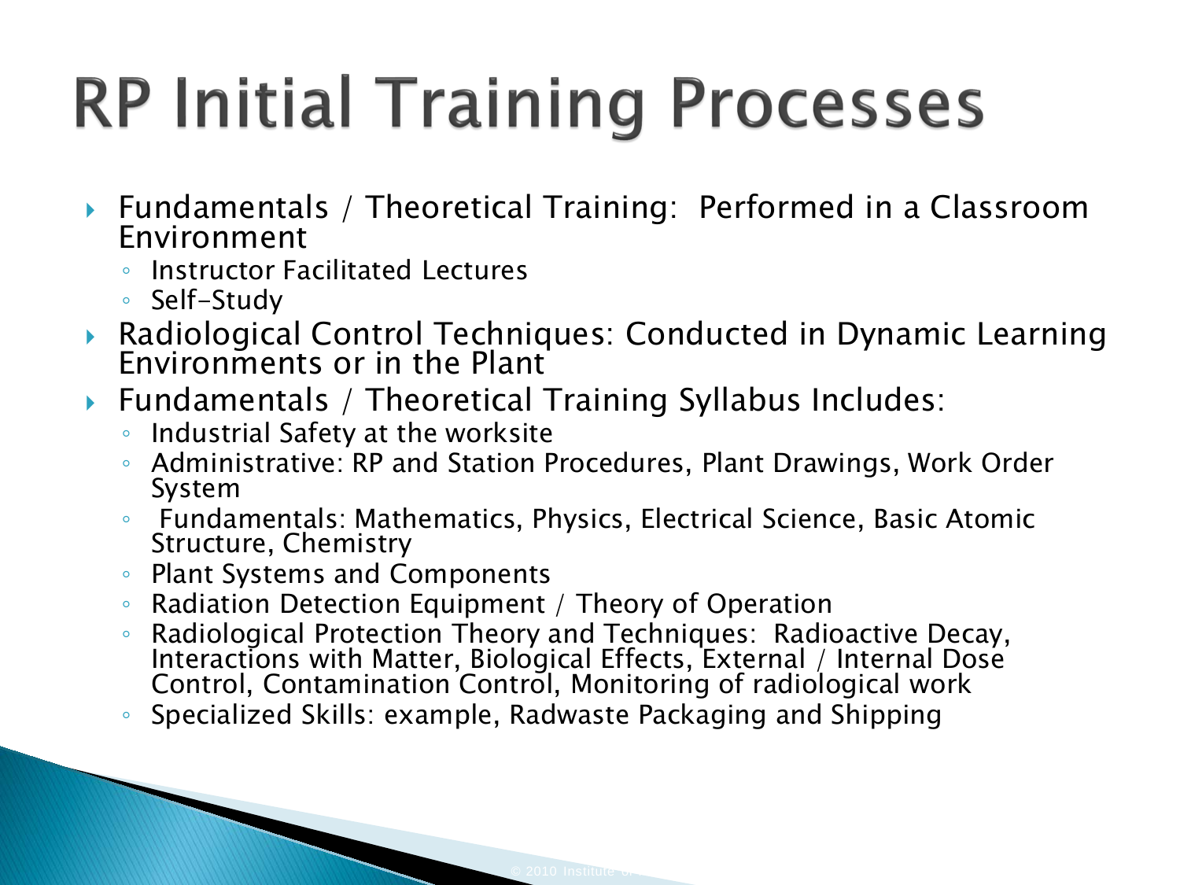# RP Initial Training Processes

- Fundamentals / Theoretical Training: Performed in a Classroom Environment
  - Instructor Facilitated Lectures
  - Self-Study
- Radiological Control Techniques: Conducted in Dynamic Learning Environments or in the Plant
- Fundamentals / Theoretical Training Syllabus Includes:
  - Industrial Safety at the worksite
  - Administrative: RP and Station Procedures, Plant Drawings, Work Order System
  - Fundamentals: Mathematics, Physics, Electrical Science, Basic Atomic Structure, Chemistry
  - Plant Systems and Components
  - Radiation Detection Equipment / Theory of Operation
  - Radiological Protection Theory and Techniques: Radioactive Decay, Interactions with Matter, Biological Effects, External / Internal Dose Control, Contamination Control, Monitoring of radiological work
  - Specialized Skills: example, Radwaste Packaging and Shipping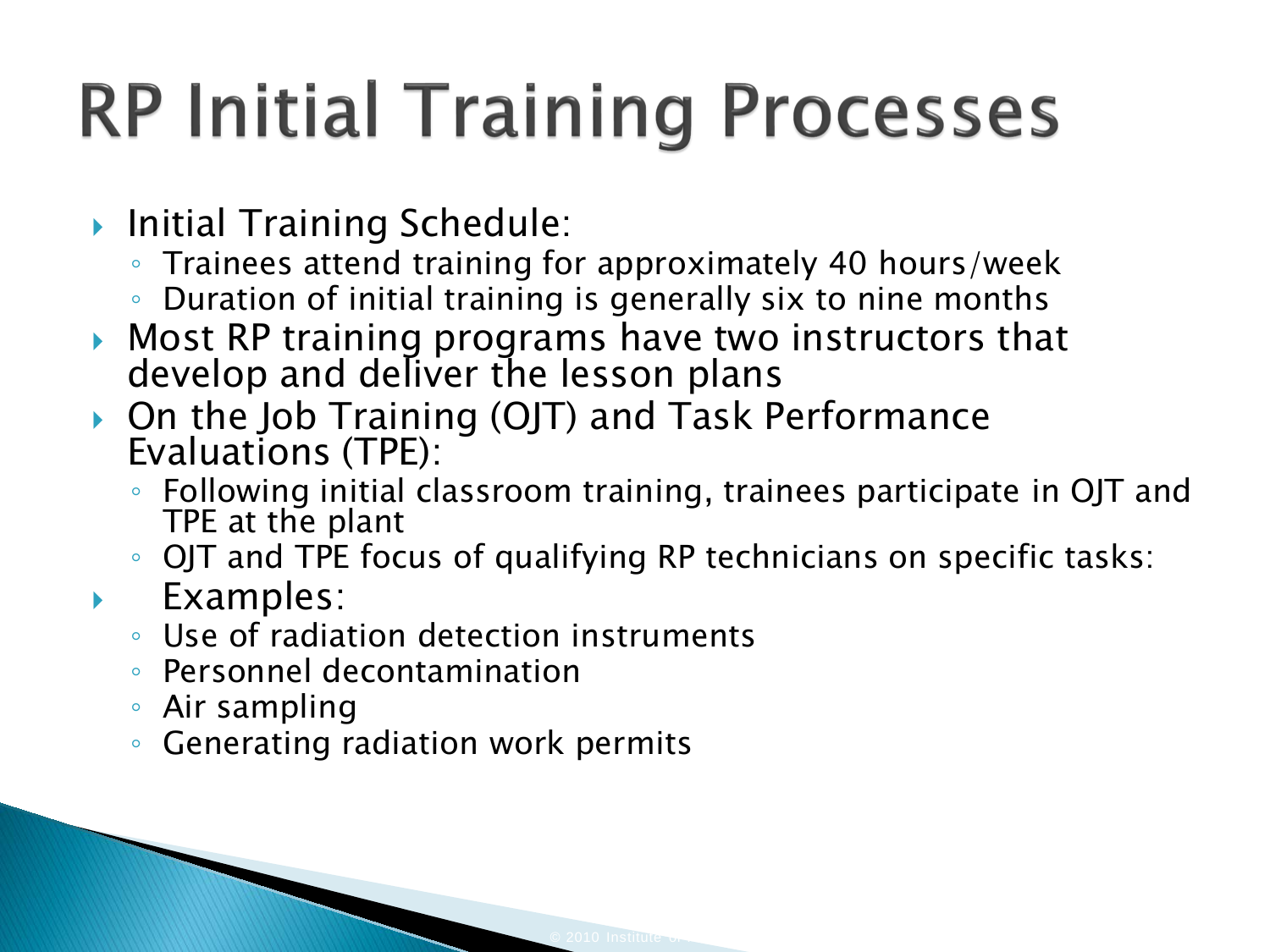# RP Initial Training Processes

- Initial Training Schedule:
  - Trainees attend training for approximately 40 hours/week
  - Duration of initial training is generally six to nine months
- Most RP training programs have two instructors that develop and deliver the lesson plans
- On the Job Training (OJT) and Task Performance Evaluations (TPE):
  - Following initial classroom training, trainees participate in OJT and TPE at the plant
  - OJT and TPE focus of qualifying RP technicians on specific tasks:
- Examples:
  - Use of radiation detection instruments
  - Personnel decontamination
  - Air sampling
  - Generating radiation work permits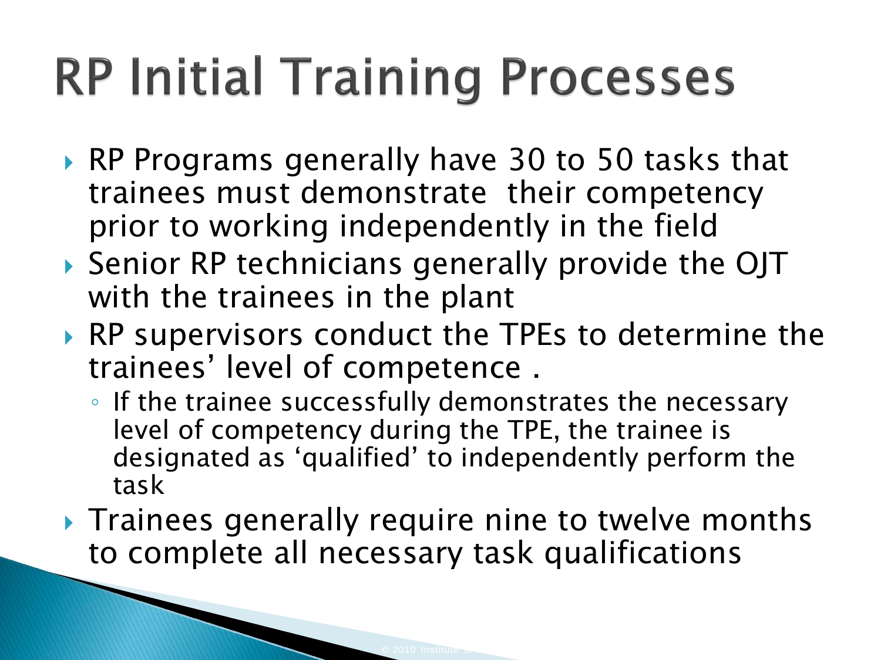# RP Initial Training Processes

- RP Programs generally have 30 to 50 tasks that trainees must demonstrate their competency prior to working independently in the field
- Senior RP technicians generally provide the OJT with the trainees in the plant
- RP supervisors conduct the TPEs to determine the trainees' level of competence .
  - If the trainee successfully demonstrates the necessary level of competency during the TPE, the trainee is designated as 'qualified' to independently perform the task
- Trainees generally require nine to twelve months to complete all necessary task qualifications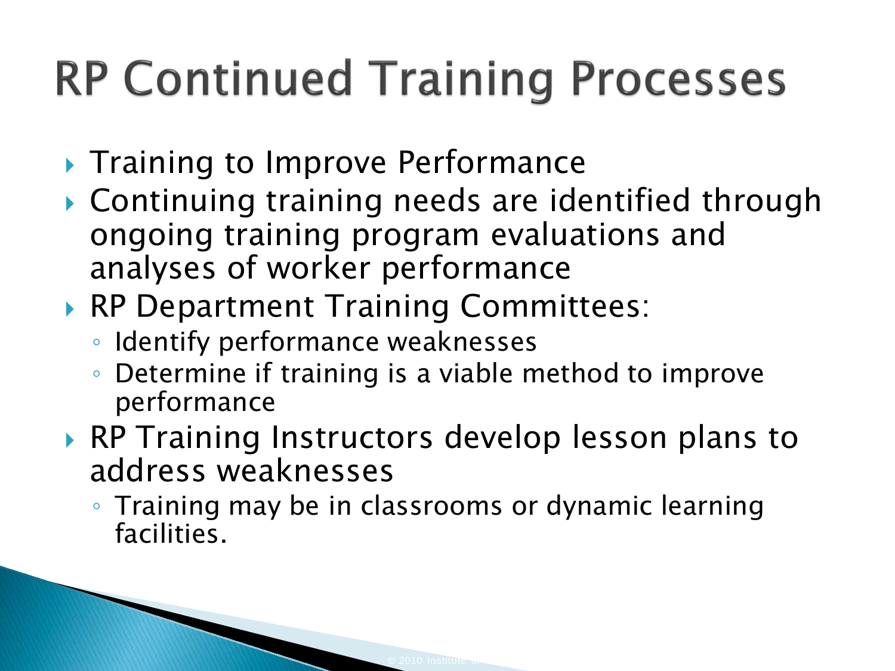# RP Continued Training Processes

- Training to Improve Performance
- Continuing training needs are identified through ongoing training program evaluations and analyses of worker performance
- RP Department Training Committees:
  - Identify performance weaknesses
  - Determine if training is a viable method to improve performance
- RP Training Instructors develop lesson plans to address weaknesses
  - Training may be in classrooms or dynamic learning facilities.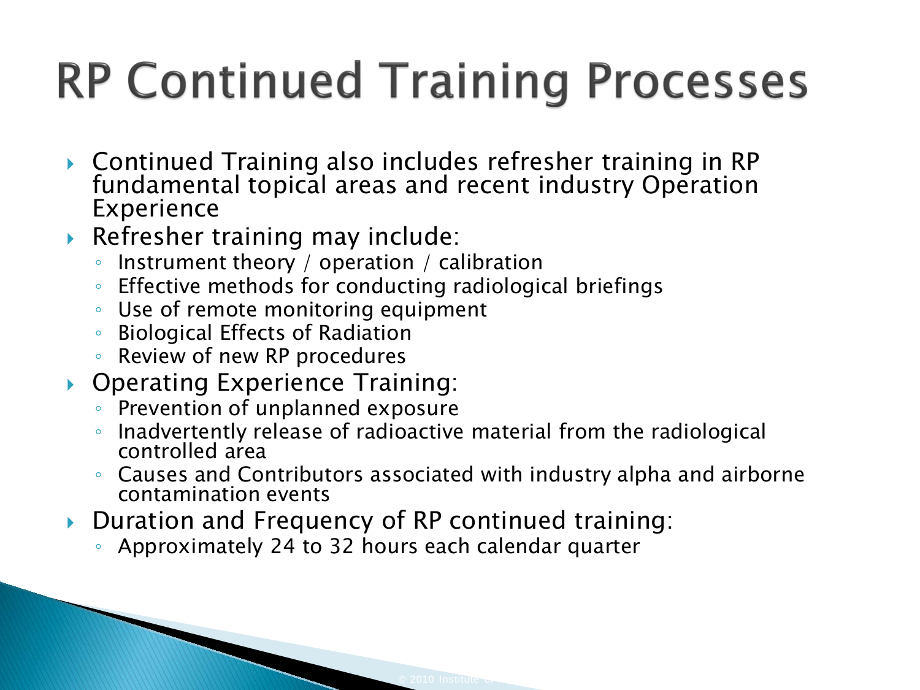# RP Continued Training Processes

- Continued Training also includes refresher training in RP fundamental topical areas and recent industry Operation Experience
- Refresher training may include:
  - Instrument theory / operation / calibration
  - Effective methods for conducting radiological briefings
  - Use of remote monitoring equipment
  - Biological Effects of Radiation
  - Review of new RP procedures
- Operating Experience Training:
  - Prevention of unplanned exposure
  - Inadvertently release of radioactive material from the radiological controlled area
  - Causes and Contributors associated with industry alpha and airborne contamination events
- Duration and Frequency of RP continued training:
  - Approximately 24 to 32 hours each calendar quarter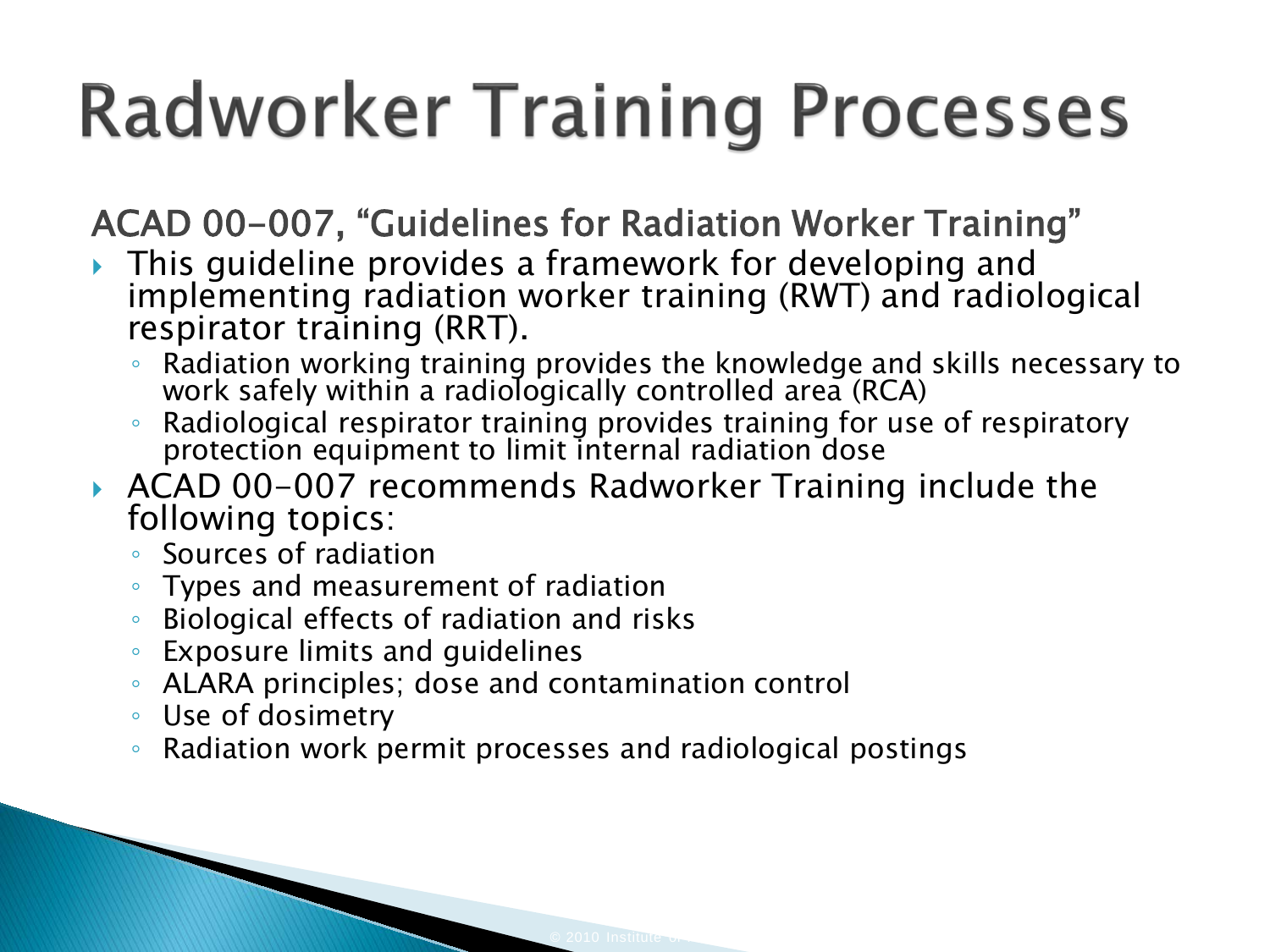# Radworker Training Processes

## ACAD 00-007, "Guidelines for Radiation Worker Training"

- This guideline provides a framework for developing and implementing radiation worker training (RWT) and radiological respirator training (RRT).
  - Radiation working training provides the knowledge and skills necessary to work safely within a radiologically controlled area (RCA)
  - Radiological respirator training provides training for use of respiratory protection equipment to limit internal radiation dose
- ACAD 00-007 recommends Radworker Training include the following topics:
  - Sources of radiation
  - Types and measurement of radiation
  - Biological effects of radiation and risks
  - Exposure limits and guidelines
  - ALARA principles; dose and contamination control
  - Use of dosimetry
  - Radiation work permit processes and radiological postings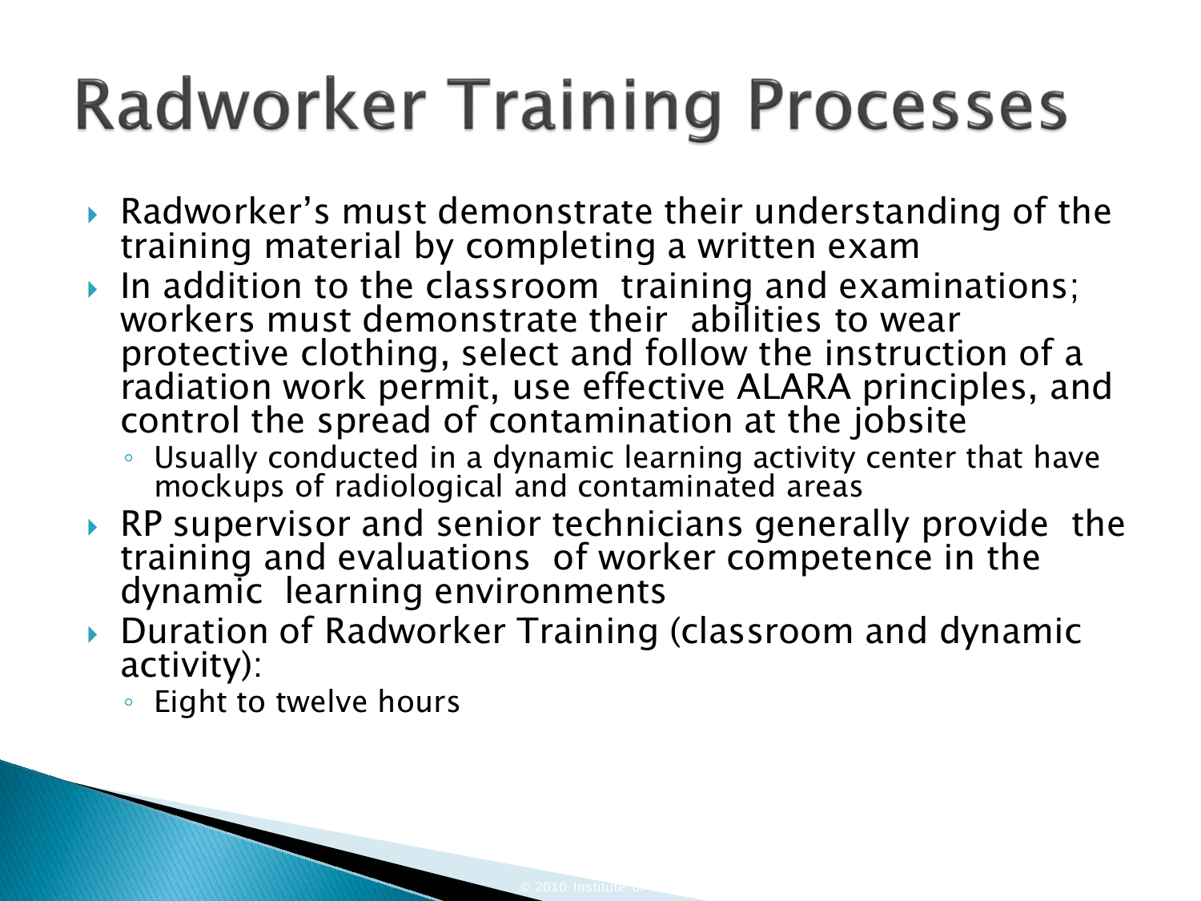# Radworker Training Processes

- Radworker's must demonstrate their understanding of the training material by completing a written exam
- In addition to the classroom training and examinations; workers must demonstrate their abilities to wear protective clothing, select and follow the instruction of a radiation work permit, use effective ALARA principles, and control the spread of contamination at the jobsite
  - Usually conducted in a dynamic learning activity center that have mockups of radiological and contaminated areas
- RP supervisor and senior technicians generally provide the training and evaluations of worker competence in the dynamic learning environments
- Duration of Radworker Training (classroom and dynamic activity):
  - Eight to twelve hours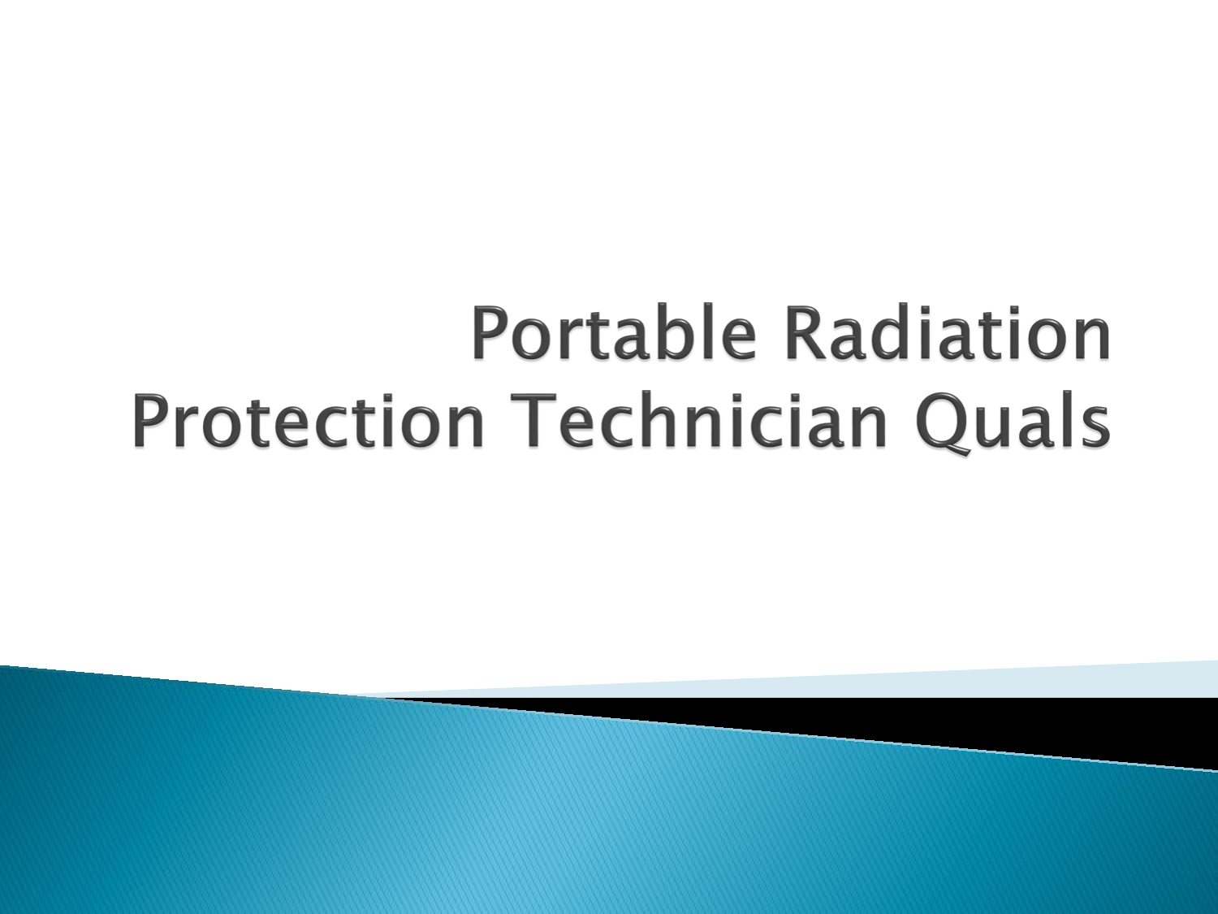# Portable Radiation Protection Technician Quals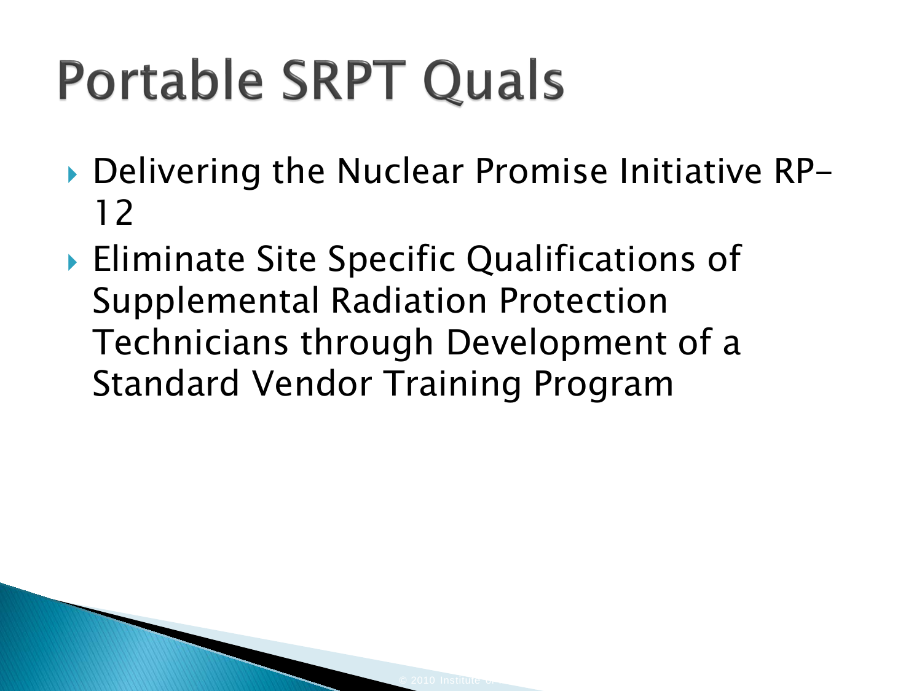# Portable SRPT Quals

- Delivering the Nuclear Promise Initiative RP-12
- Eliminate Site Specific Qualifications of Supplemental Radiation Protection Technicians through Development of a Standard Vendor Training Program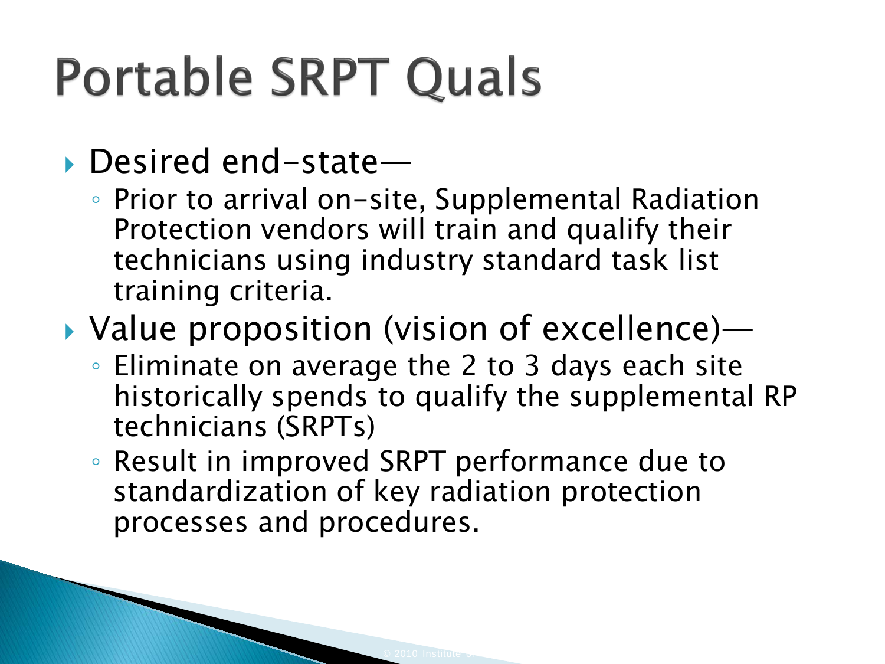# Portable SRPT Quals

- Desired end-state—
  - Prior to arrival on-site, Supplemental Radiation Protection vendors will train and qualify their technicians using industry standard task list training criteria.
- Value proposition (vision of excellence)—
  - Eliminate on average the 2 to 3 days each site historically spends to qualify the supplemental RP technicians (SRPTs)
  - Result in improved SRPT performance due to standardization of key radiation protection processes and procedures.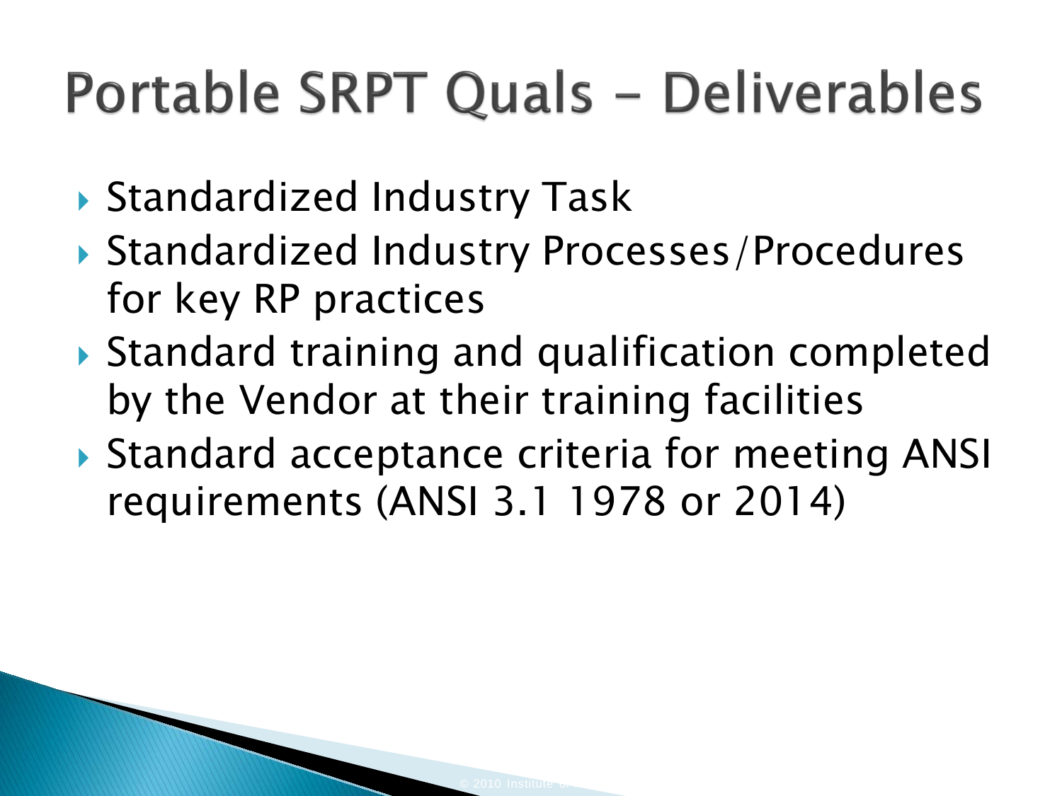# Portable SRPT Quals – Deliverables

- Standardized Industry Task
- Standardized Industry Processes/Procedures for key RP practices
- Standard training and qualification completed by the Vendor at their training facilities
- Standard acceptance criteria for meeting ANSI requirements (ANSI 3.1 1978 or 2014)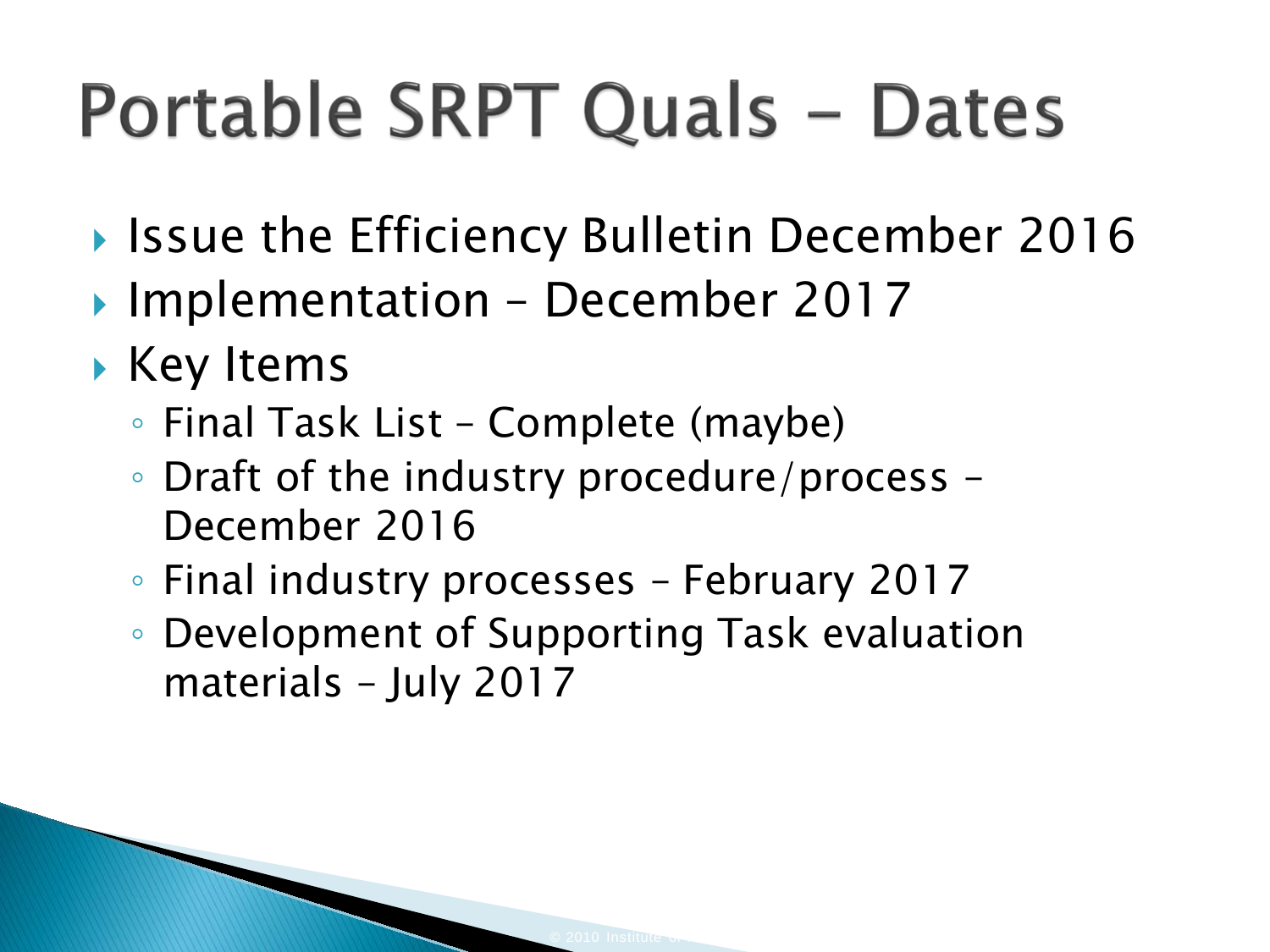# Portable SRPT Quals – Dates

- Issue the Efficiency Bulletin December 2016
- Implementation – December 2017
- Key Items
  - Final Task List – Complete (maybe)
  - Draft of the industry procedure/process – December 2016
  - Final industry processes – February 2017
  - Development of Supporting Task evaluation materials – July 2017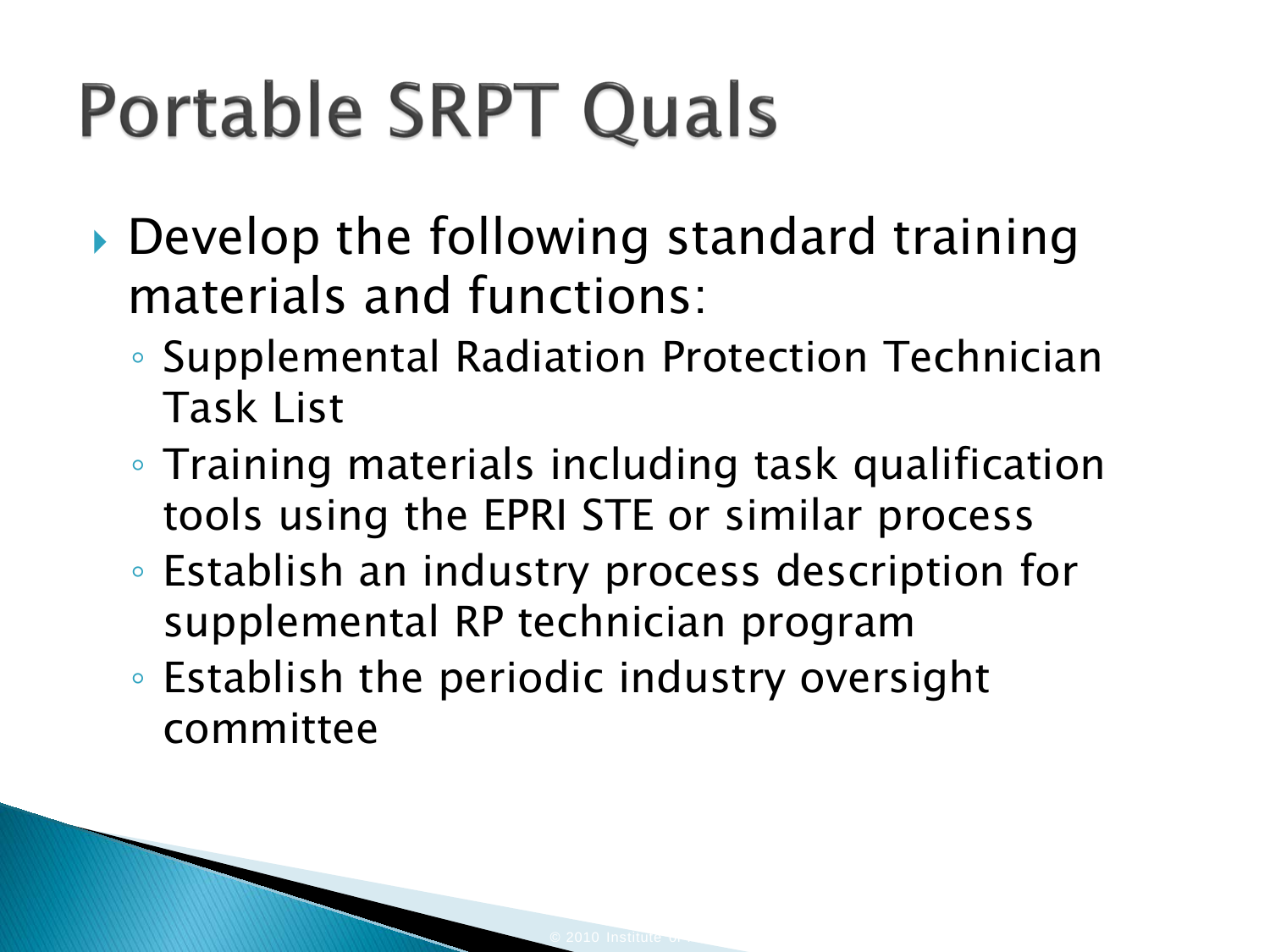# Portable SRPT Quals

- Develop the following standard training materials and functions:
  - Supplemental Radiation Protection Technician Task List
  - Training materials including task qualification tools using the EPRI STE or similar process
  - Establish an industry process description for supplemental RP technician program
  - Establish the periodic industry oversight committee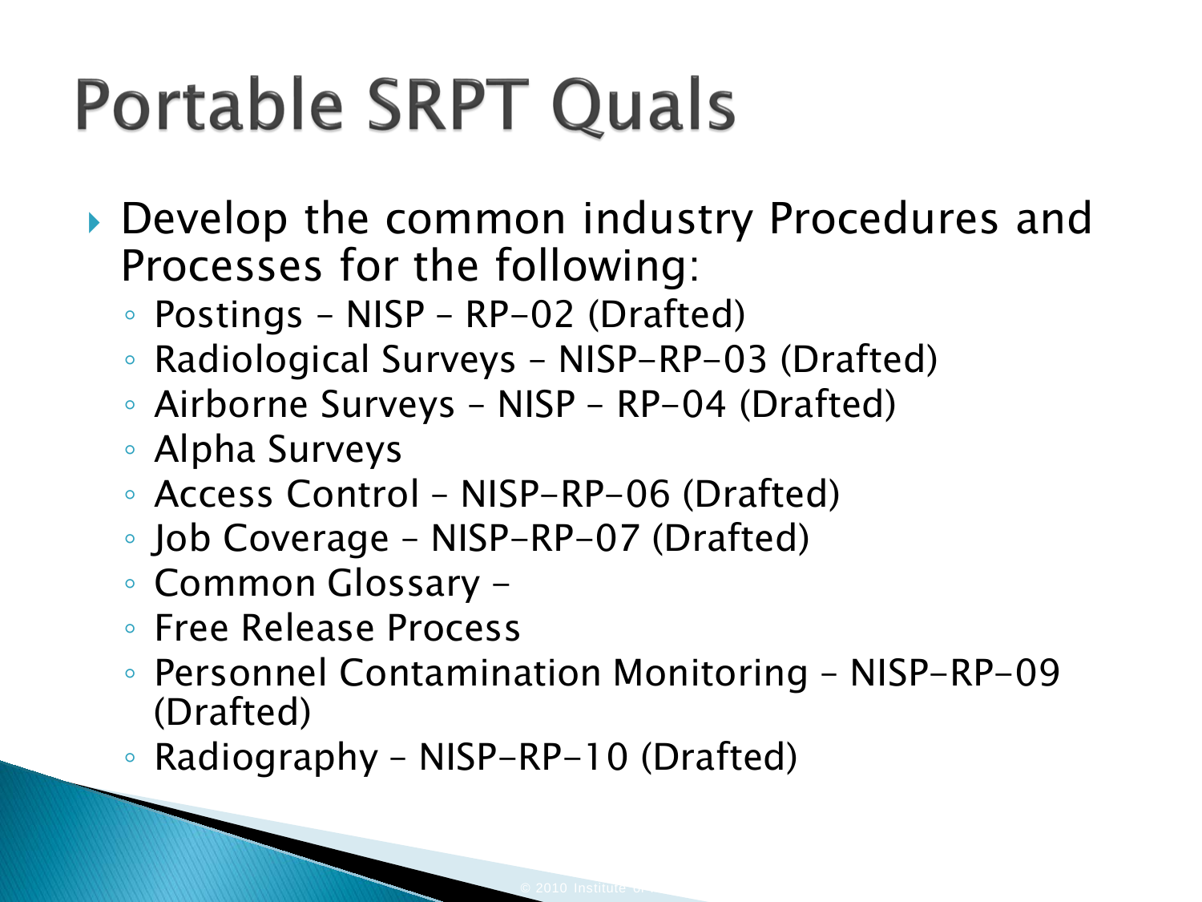# Portable SRPT Quals

- Develop the common industry Procedures and Processes for the following:
  - Postings – NISP – RP-02 (Drafted)
  - Radiological Surveys – NISP-RP-03 (Drafted)
  - Airborne Surveys – NISP – RP-04 (Drafted)
  - Alpha Surveys
  - Access Control – NISP-RP-06 (Drafted)
  - Job Coverage – NISP-RP-07 (Drafted)
  - Common Glossary –
  - Free Release Process
  - Personnel Contamination Monitoring – NISP-RP-09 (Drafted)
  - Radiography – NISP-RP-10 (Drafted)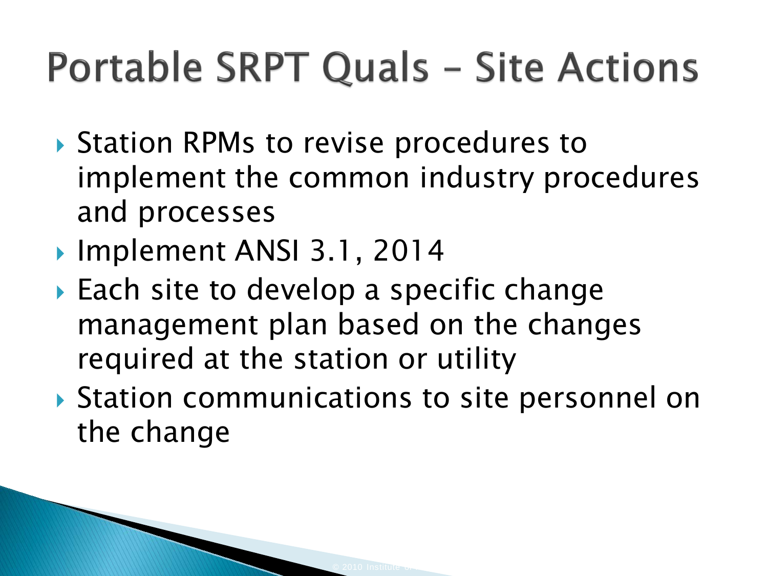# Portable SRPT Quals – Site Actions

- Station RPMs to revise procedures to implement the common industry procedures and processes
- Implement ANSI 3.1, 2014
- Each site to develop a specific change management plan based on the changes required at the station or utility
- Station communications to site personnel on the change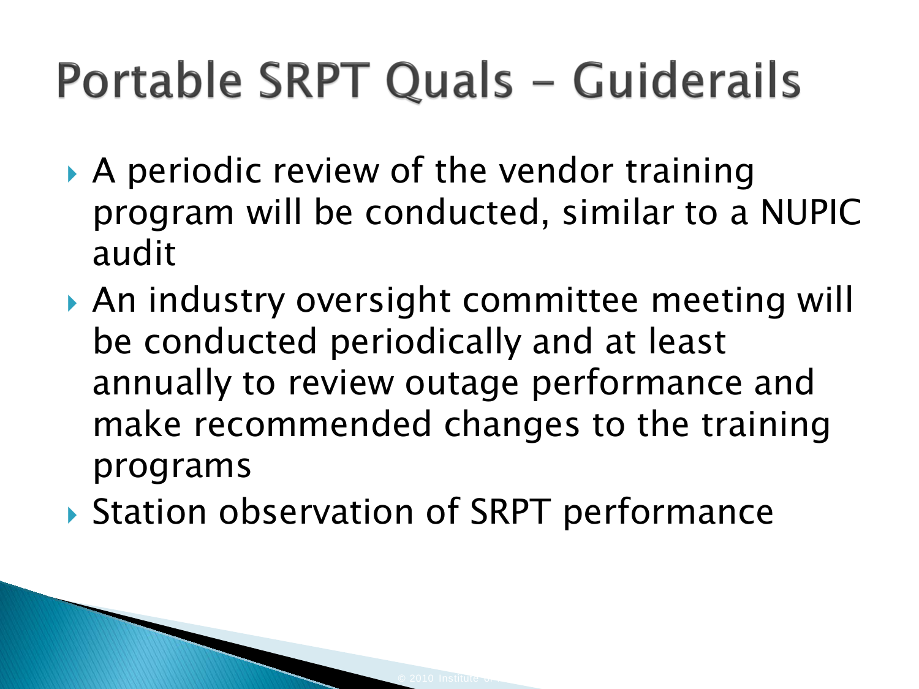# Portable SRPT Quals - Guiderails

- A periodic review of the vendor training program will be conducted, similar to a NUPIC audit
- An industry oversight committee meeting will be conducted periodically and at least annually to review outage performance and make recommended changes to the training programs
- Station observation of SRPT performance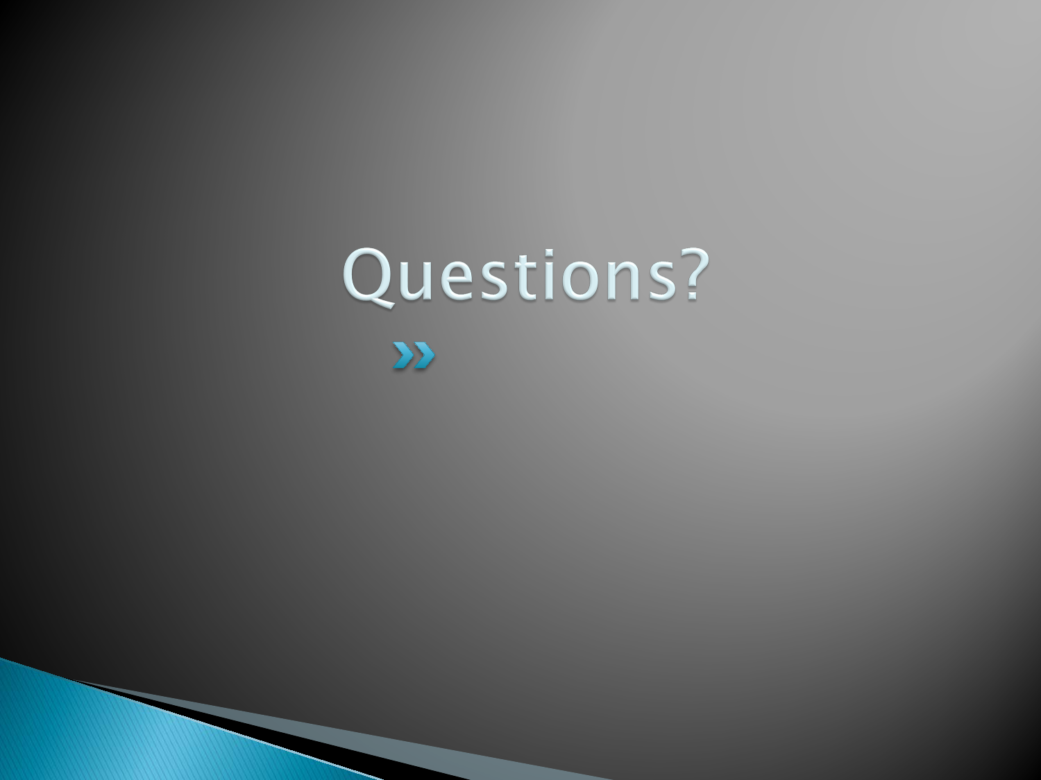# Questions?